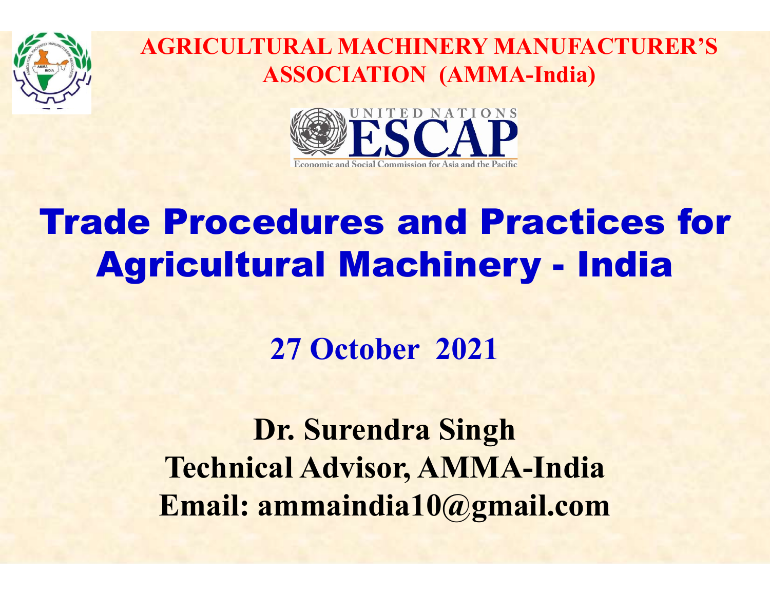**AGRICULTURAL MACHINERY MANUFACTURER'S ASSOCIATION (AMMA-India)**

UNITED NATIONS ESCAP
Economic and Social Commission for Asia and the Pacific

# Trade Procedures and Practices for Agricultural Machinery - India

**27 October 2021**

**Dr. Surendra Singh**
**Technical Advisor, AMMA-India**
**Email: ammaindia10@gmail.com**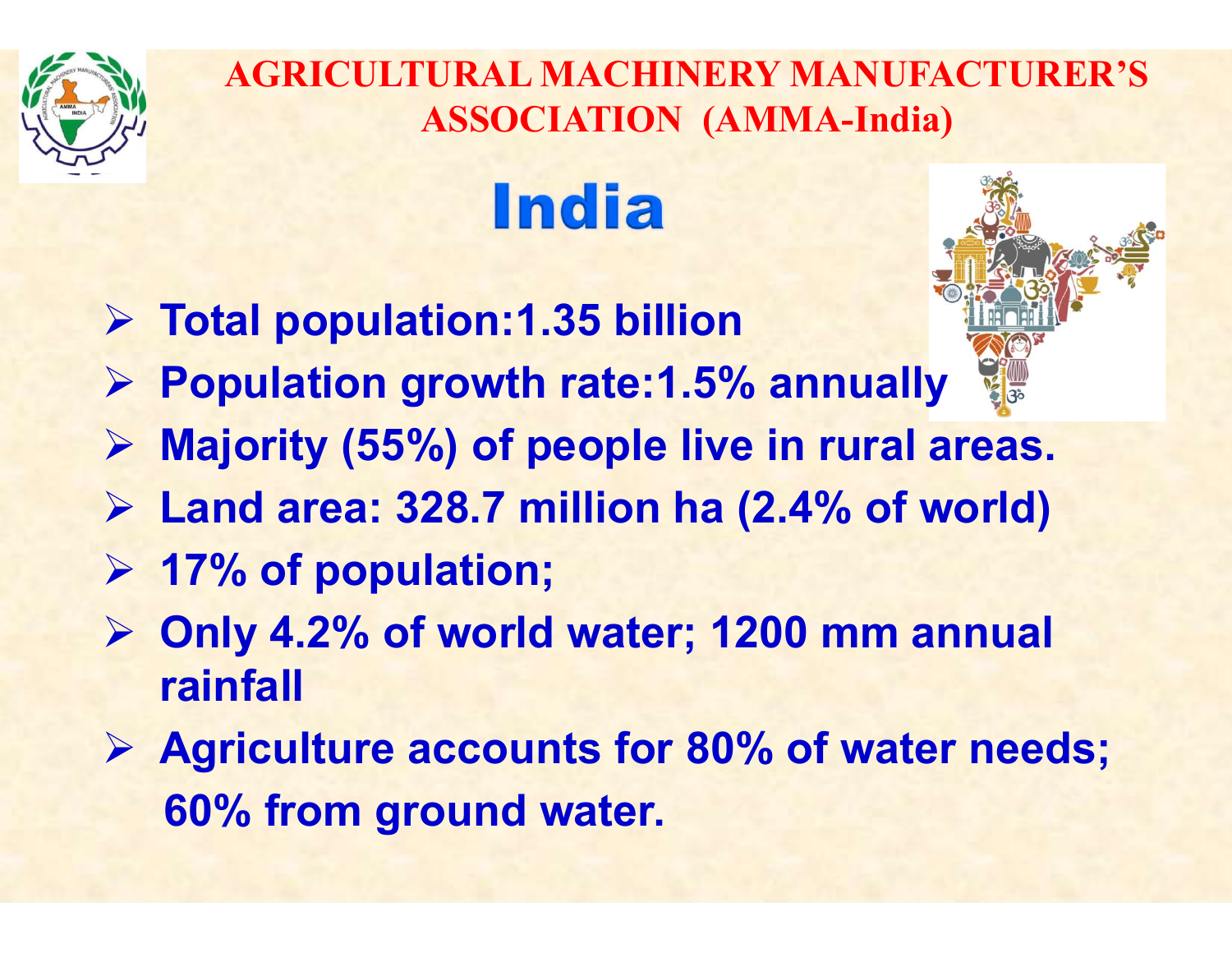## AGRICULTURAL MACHINERY MANUFACTURER'S ASSOCIATION (AMMA-India)

# India

- **Total population:1.35 billion**
- **Population growth rate:1.5% annually**
- **Majority (55%) of people live in rural areas.**
- **Land area: 328.7 million ha (2.4% of world)**
- **17% of population;**
- **Only 4.2% of world water; 1200 mm annual rainfall**
- **Agriculture accounts for 80% of water needs; 60% from ground water.**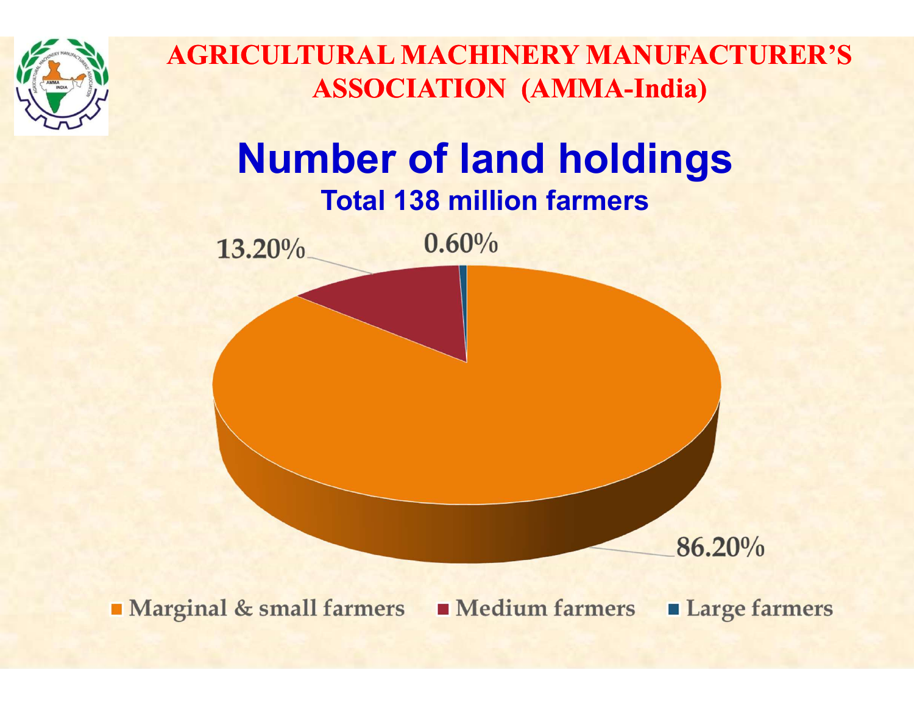# Number of land holdings

### Total 138 million farmers

| Category | Share |
|---|---|
| Marginal & small farmers | 86.20% |
| Medium farmers | 13.20% |
| Large farmers | 0.60% |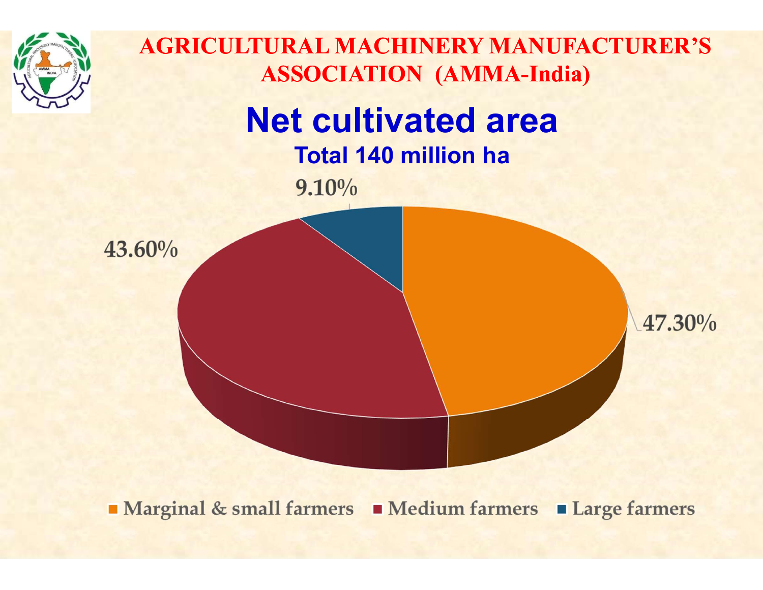# AGRICULTURAL MACHINERY MANUFACTURER'S ASSOCIATION (AMMA-India)

## Net cultivated area

### Total 140 million ha

| Category | Share |
|---|---|
| Marginal & small farmers | 47.30% |
| Medium farmers | 43.60% |
| Large farmers | 9.10% |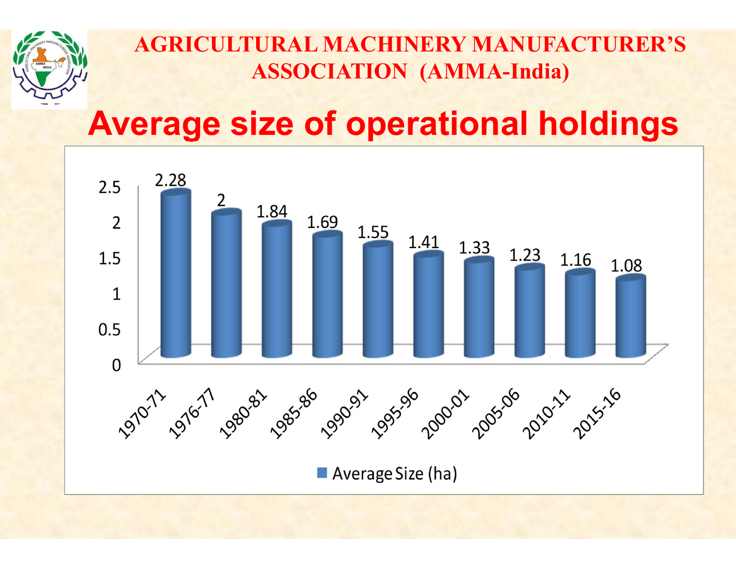AGRICULTURAL MACHINERY MANUFACTURER'S ASSOCIATION (AMMA-India)

# Average size of operational holdings

| Year | Average Size (ha) |
|---|---|
| 1970-71 | 2.28 |
| 1976-77 | 2 |
| 1980-81 | 1.84 |
| 1985-86 | 1.69 |
| 1990-91 | 1.55 |
| 1995-96 | 1.41 |
| 2000-01 | 1.33 |
| 2005-06 | 1.23 |
| 2010-11 | 1.16 |
| 2015-16 | 1.08 |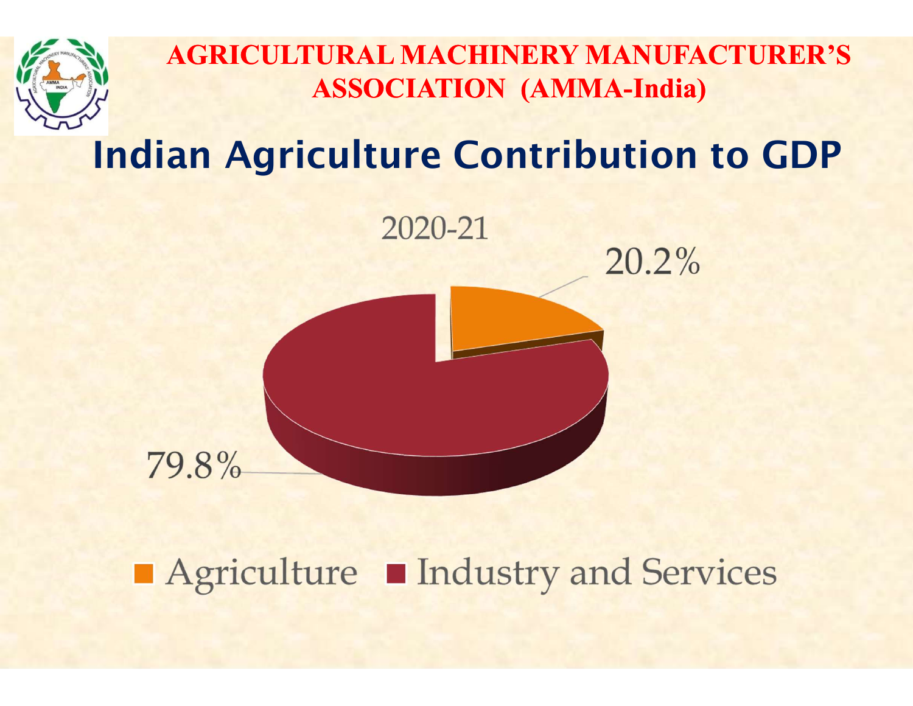**AGRICULTURAL MACHINERY MANUFACTURER'S ASSOCIATION (AMMA-India)**

# Indian Agriculture Contribution to GDP

2020-21

20.2%

79.8%

■ Agriculture ■ Industry and Services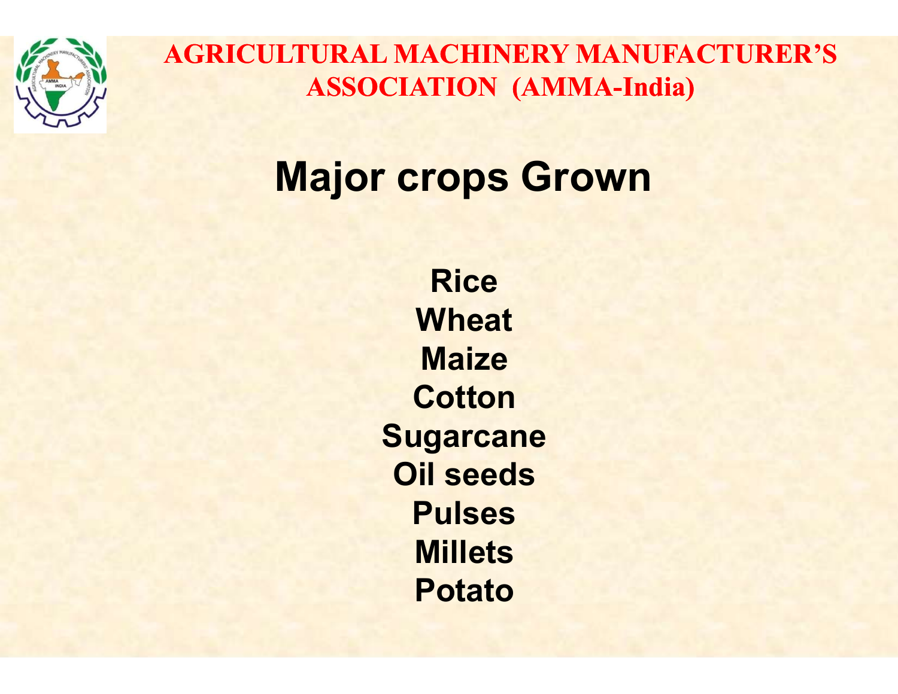AGRICULTURAL MACHINERY MANUFACTURER'S ASSOCIATION (AMMA-India)

# Major crops Grown

Rice
Wheat
Maize
Cotton
Sugarcane
Oil seeds
Pulses
Millets
Potato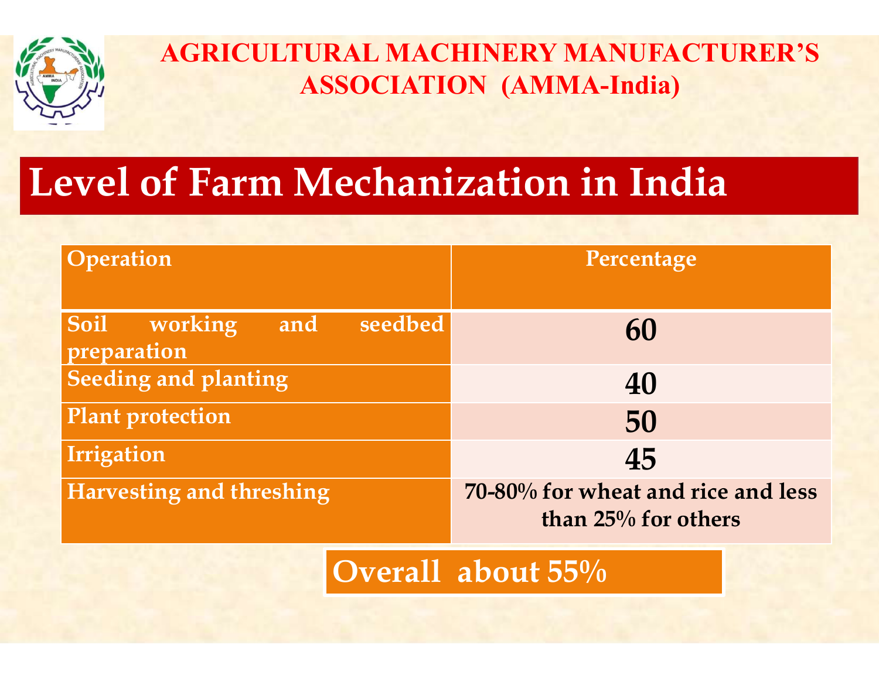**AGRICULTURAL MACHINERY MANUFACTURER'S ASSOCIATION (AMMA-India)**

# Level of Farm Mechanization in India

| Operation | Percentage |
|---|---|
| Soil working and seedbed preparation | 60 |
| Seeding and planting | 40 |
| Plant protection | 50 |
| Irrigation | 45 |
| Harvesting and threshing | 70-80% for wheat and rice and less than 25% for others |

**Overall about 55%**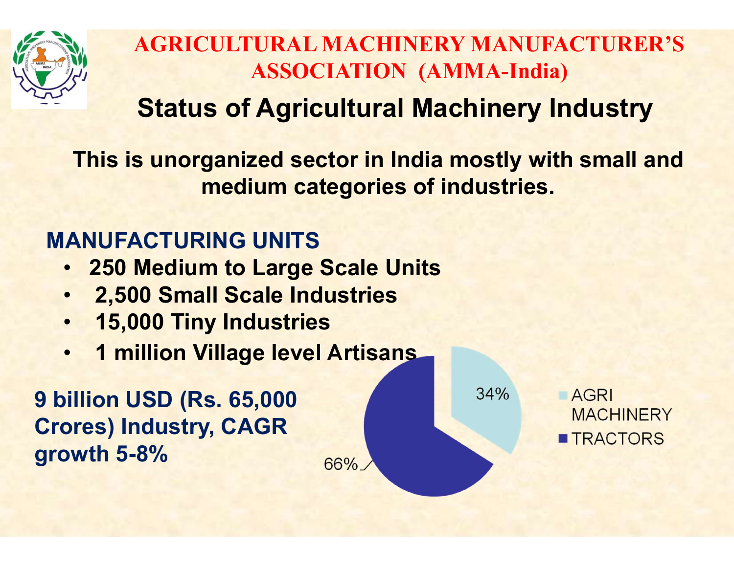# AGRICULTURAL MACHINERY MANUFACTURER'S ASSOCIATION (AMMA-India)

## Status of Agricultural Machinery Industry

**This is unorganized sector in India mostly with small and medium categories of industries.**

### MANUFACTURING UNITS

- **250 Medium to Large Scale Units**
- **2,500 Small Scale Industries**
- **15,000 Tiny Industries**
- **1 million Village level Artisans**

**9 billion USD (Rs. 65,000 Crores) Industry, CAGR growth 5-8%**

34%
66%

AGRI MACHINERY
TRACTORS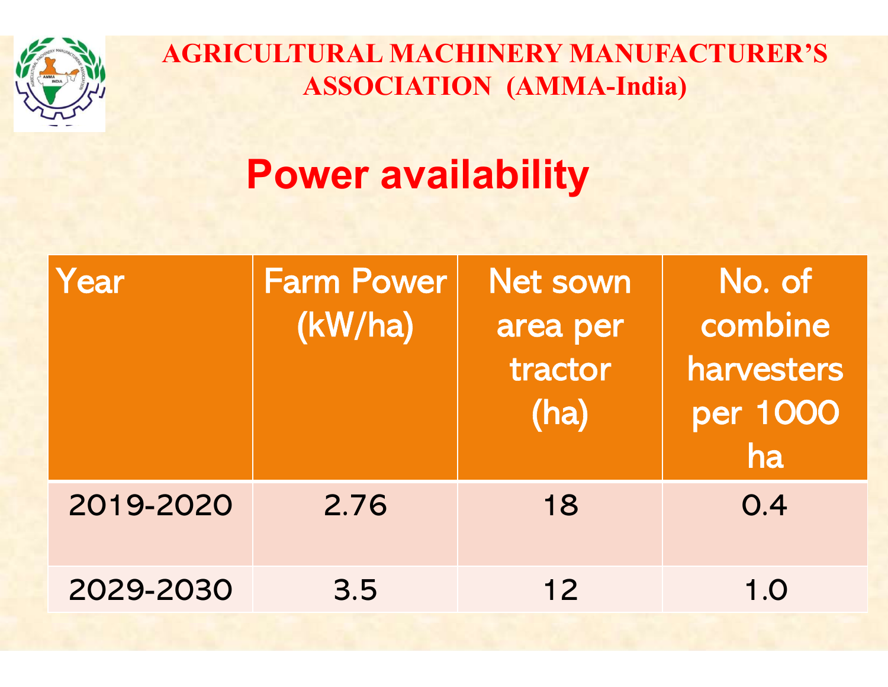AGRICULTURAL MACHINERY MANUFACTURER'S ASSOCIATION (AMMA-India)

# Power availability

| Year | Farm Power (kW/ha) | Net sown area per tractor (ha) | No. of combine harvesters per 1000 ha |
|---|---|---|---|
| 2019-2020 | 2.76 | 18 | 0.4 |
| 2029-2030 | 3.5 | 12 | 1.0 |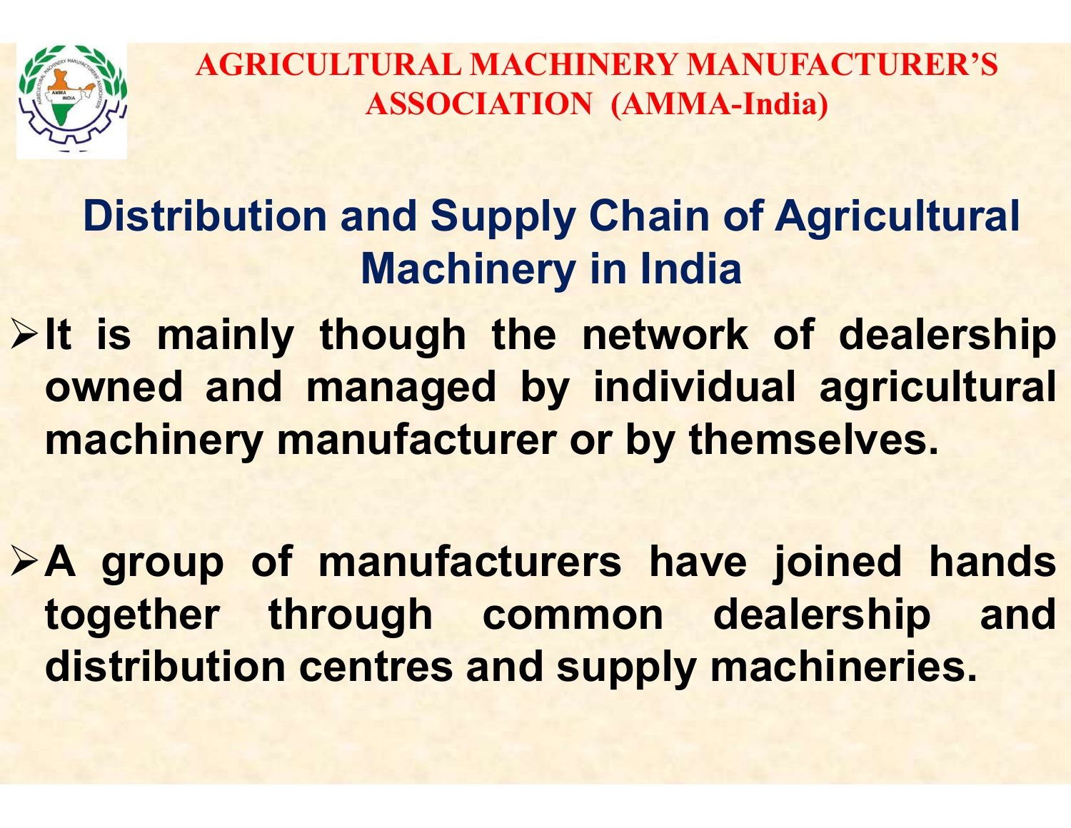AGRICULTURAL MACHINERY MANUFACTURER'S ASSOCIATION (AMMA-India)

## Distribution and Supply Chain of Agricultural Machinery in India

- It is mainly though the network of dealership owned and managed by individual agricultural machinery manufacturer or by themselves.

- A group of manufacturers have joined hands together through common dealership and distribution centres and supply machineries.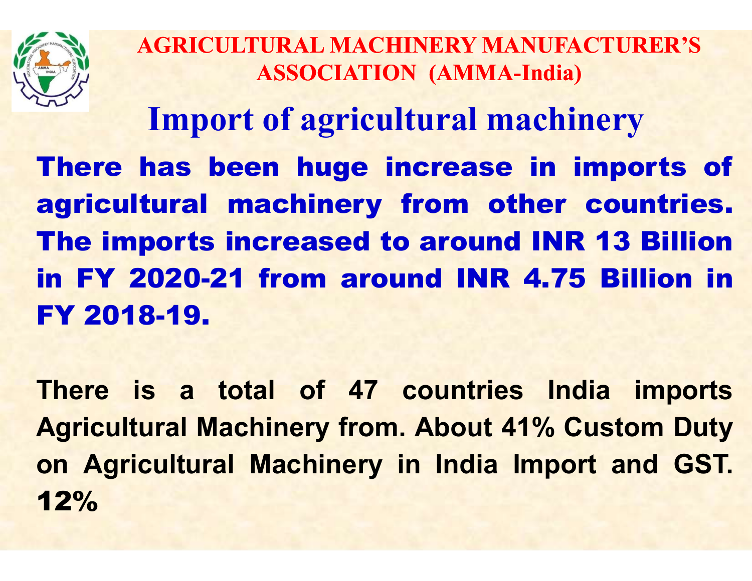**AGRICULTURAL MACHINERY MANUFACTURER'S ASSOCIATION (AMMA-India)**

# Import of agricultural machinery

**There has been huge increase in imports of agricultural machinery from other countries. The imports increased to around INR 13 Billion in FY 2020-21 from around INR 4.75 Billion in FY 2018-19.**

**There is a total of 47 countries India imports Agricultural Machinery from. About 41% Custom Duty on Agricultural Machinery in India Import and GST. 12%**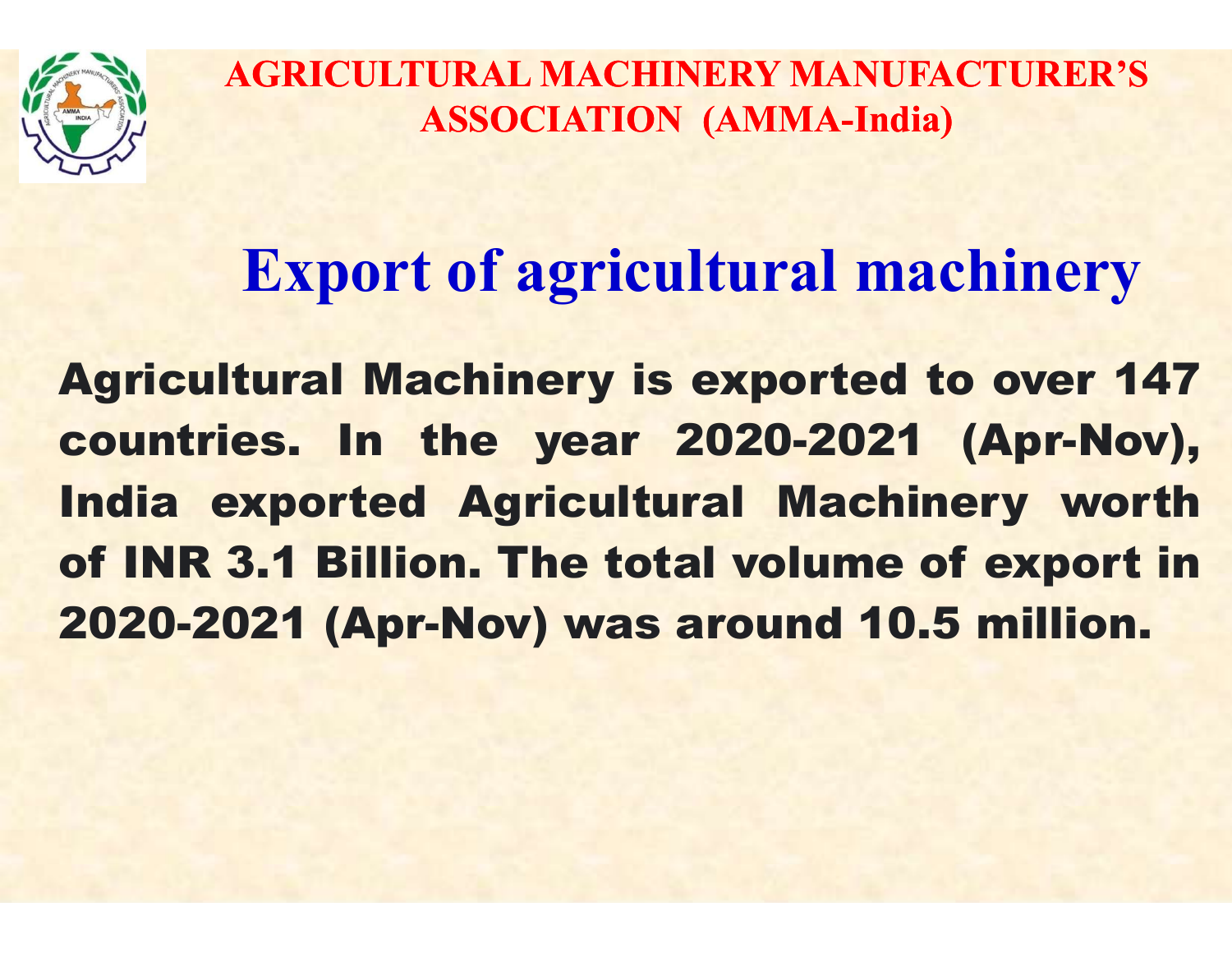**AGRICULTURAL MACHINERY MANUFACTURER'S ASSOCIATION (AMMA-India)**

# Export of agricultural machinery

**Agricultural Machinery is exported to over 147 countries. In the year 2020-2021 (Apr-Nov), India exported Agricultural Machinery worth of INR 3.1 Billion. The total volume of export in 2020-2021 (Apr-Nov) was around 10.5 million.**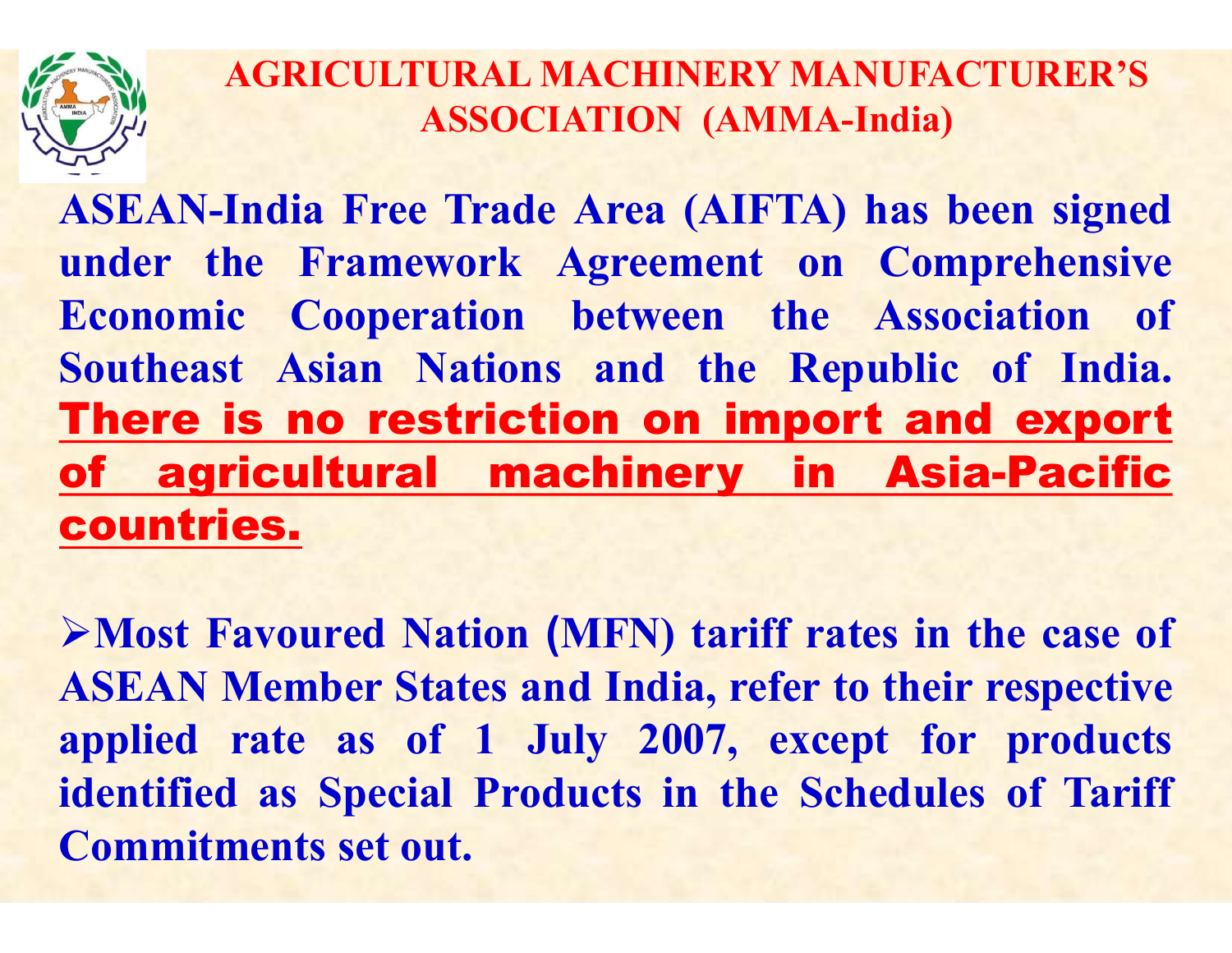## AGRICULTURAL MACHINERY MANUFACTURER'S ASSOCIATION (AMMA-India)

**ASEAN-India Free Trade Area (AIFTA) has been signed under the Framework Agreement on Comprehensive Economic Cooperation between the Association of Southeast Asian Nations and the Republic of India.** **There is no restriction on import and export of agricultural machinery in Asia-Pacific countries.**

- **Most Favoured Nation (MFN) tariff rates in the case of ASEAN Member States and India, refer to their respective applied rate as of 1 July 2007, except for products identified as Special Products in the Schedules of Tariff Commitments set out.**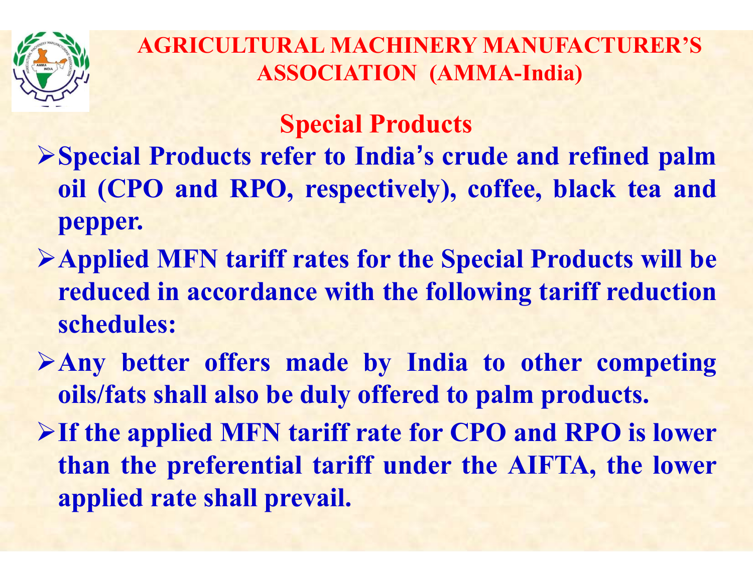# AGRICULTURAL MACHINERY MANUFACTURER'S ASSOCIATION (AMMA-India)

## Special Products

- Special Products refer to India's crude and refined palm oil (CPO and RPO, respectively), coffee, black tea and pepper.
- Applied MFN tariff rates for the Special Products will be reduced in accordance with the following tariff reduction schedules:
- Any better offers made by India to other competing oils/fats shall also be duly offered to palm products.
- If the applied MFN tariff rate for CPO and RPO is lower than the preferential tariff under the AIFTA, the lower applied rate shall prevail.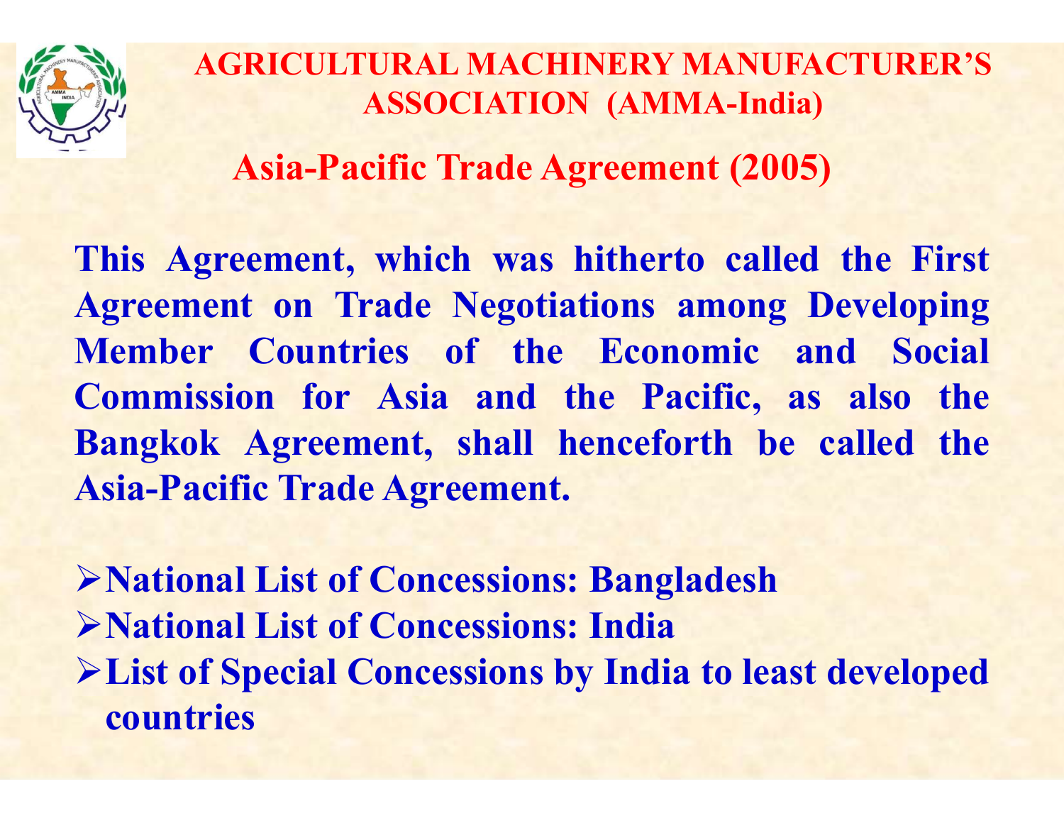# AGRICULTURAL MACHINERY MANUFACTURER'S ASSOCIATION (AMMA-India)

## Asia-Pacific Trade Agreement (2005)

**This Agreement, which was hitherto called the First Agreement on Trade Negotiations among Developing Member Countries of the Economic and Social Commission for Asia and the Pacific, as also the Bangkok Agreement, shall henceforth be called the Asia-Pacific Trade Agreement.**

- **National List of Concessions: Bangladesh**
- **National List of Concessions: India**
- **List of Special Concessions by India to least developed countries**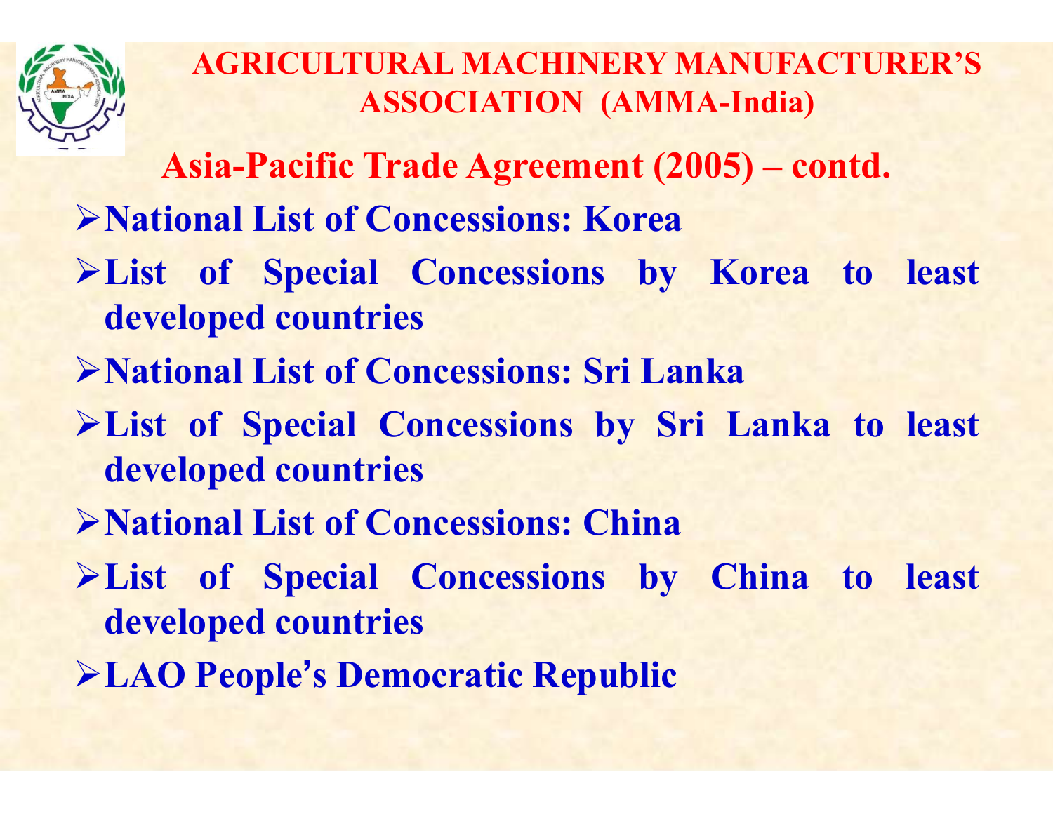# AGRICULTURAL MACHINERY MANUFACTURER'S ASSOCIATION (AMMA-India)

## Asia-Pacific Trade Agreement (2005) – contd.

- National List of Concessions: Korea
- List of Special Concessions by Korea to least developed countries
- National List of Concessions: Sri Lanka
- List of Special Concessions by Sri Lanka to least developed countries
- National List of Concessions: China
- List of Special Concessions by China to least developed countries
- LAO People's Democratic Republic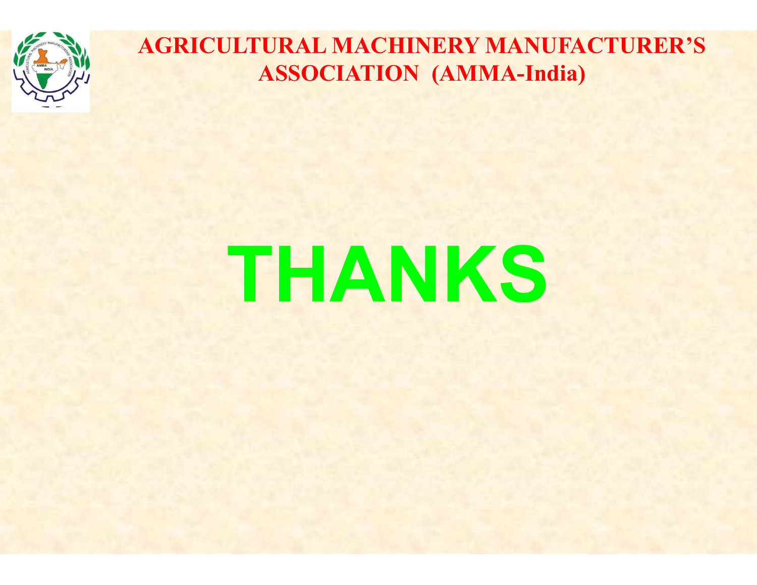AGRICULTURAL MACHINERY MANUFACTURER'S ASSOCIATION (AMMA-India)

# THANKS